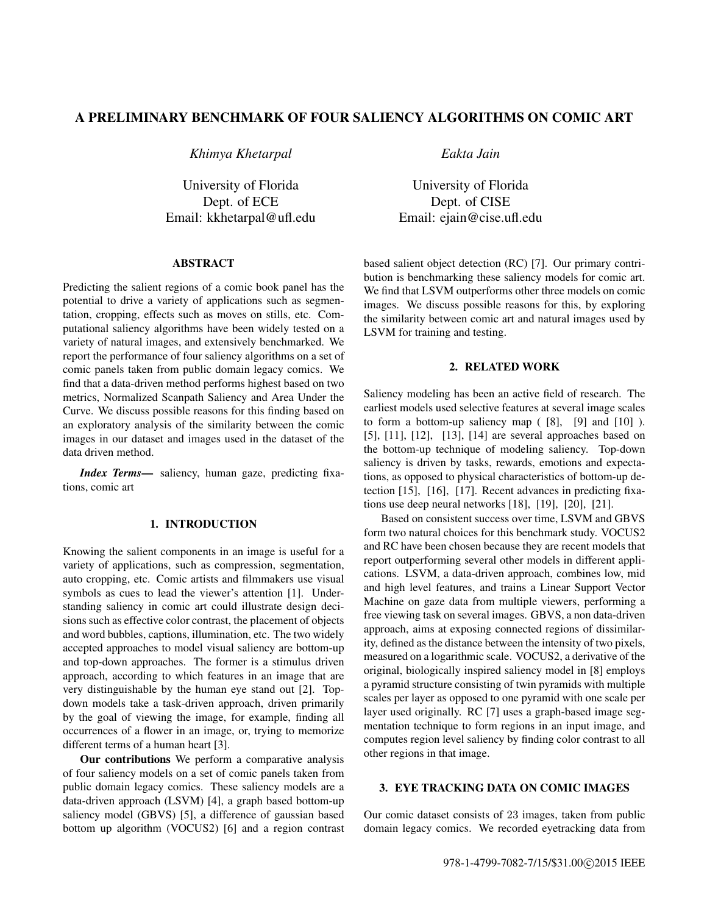# A PRELIMINARY BENCHMARK OF FOUR SALIENCY ALGORITHMS ON COMIC ART

*Khimya Khetarpal*

University of Florida
Dept. of ECE
Email: kkhetarpal@ufl.edu

*Eakta Jain*

University of Florida
Dept. of CISE
Email: ejain@cise.ufl.edu

## ABSTRACT

Predicting the salient regions of a comic book panel has the potential to drive a variety of applications such as segmentation, cropping, effects such as moves on stills, etc. Computational saliency algorithms have been widely tested on a variety of natural images, and extensively benchmarked. We report the performance of four saliency algorithms on a set of comic panels taken from public domain legacy comics. We find that a data-driven method performs highest based on two metrics, Normalized Scanpath Saliency and Area Under the Curve. We discuss possible reasons for this finding based on an exploratory analysis of the similarity between the comic images in our dataset and images used in the dataset of the data driven method.

***Index Terms*—** saliency, human gaze, predicting fixations, comic art

## 1. INTRODUCTION

Knowing the salient components in an image is useful for a variety of applications, such as compression, segmentation, auto cropping, etc. Comic artists and filmmakers use visual symbols as cues to lead the viewer's attention [1]. Understanding saliency in comic art could illustrate design decisions such as effective color contrast, the placement of objects and word bubbles, captions, illumination, etc. The two widely accepted approaches to model visual saliency are bottom-up and top-down approaches. The former is a stimulus driven approach, according to which features in an image that are very distinguishable by the human eye stand out [2]. Top-down models take a task-driven approach, driven primarily by the goal of viewing the image, for example, finding all occurrences of a flower in an image, or, trying to memorize different terms of a human heart [3].

**Our contributions** We perform a comparative analysis of four saliency models on a set of comic panels taken from public domain legacy comics. These saliency models are a data-driven approach (LSVM) [4], a graph based bottom-up saliency model (GBVS) [5], a difference of gaussian based bottom up algorithm (VOCUS2) [6] and a region contrast based salient object detection (RC) [7]. Our primary contribution is benchmarking these saliency models for comic art. We find that LSVM outperforms other three models on comic images. We discuss possible reasons for this, by exploring the similarity between comic art and natural images used by LSVM for training and testing.

## 2. RELATED WORK

Saliency modeling has been an active field of research. The earliest models used selective features at several image scales to form a bottom-up saliency map ( [8], [9] and [10] ). [5], [11], [12], [13], [14] are several approaches based on the bottom-up technique of modeling saliency. Top-down saliency is driven by tasks, rewards, emotions and expectations, as opposed to physical characteristics of bottom-up detection [15], [16], [17]. Recent advances in predicting fixations use deep neural networks [18], [19], [20], [21].

Based on consistent success over time, LSVM and GBVS form two natural choices for this benchmark study. VOCUS2 and RC have been chosen because they are recent models that report outperforming several other models in different applications. LSVM, a data-driven approach, combines low, mid and high level features, and trains a Linear Support Vector Machine on gaze data from multiple viewers, performing a free viewing task on several images. GBVS, a non data-driven approach, aims at exposing connected regions of dissimilarity, defined as the distance between the intensity of two pixels, measured on a logarithmic scale. VOCUS2, a derivative of the original, biologically inspired saliency model in [8] employs a pyramid structure consisting of twin pyramids with multiple scales per layer as opposed to one pyramid with one scale per layer used originally. RC [7] uses a graph-based image segmentation technique to form regions in an input image, and computes region level saliency by finding color contrast to all other regions in that image.

## 3. EYE TRACKING DATA ON COMIC IMAGES

Our comic dataset consists of 23 images, taken from public domain legacy comics. We recorded eyetracking data from

978-1-4799-7082-7/15/$31.00 ©2015 IEEE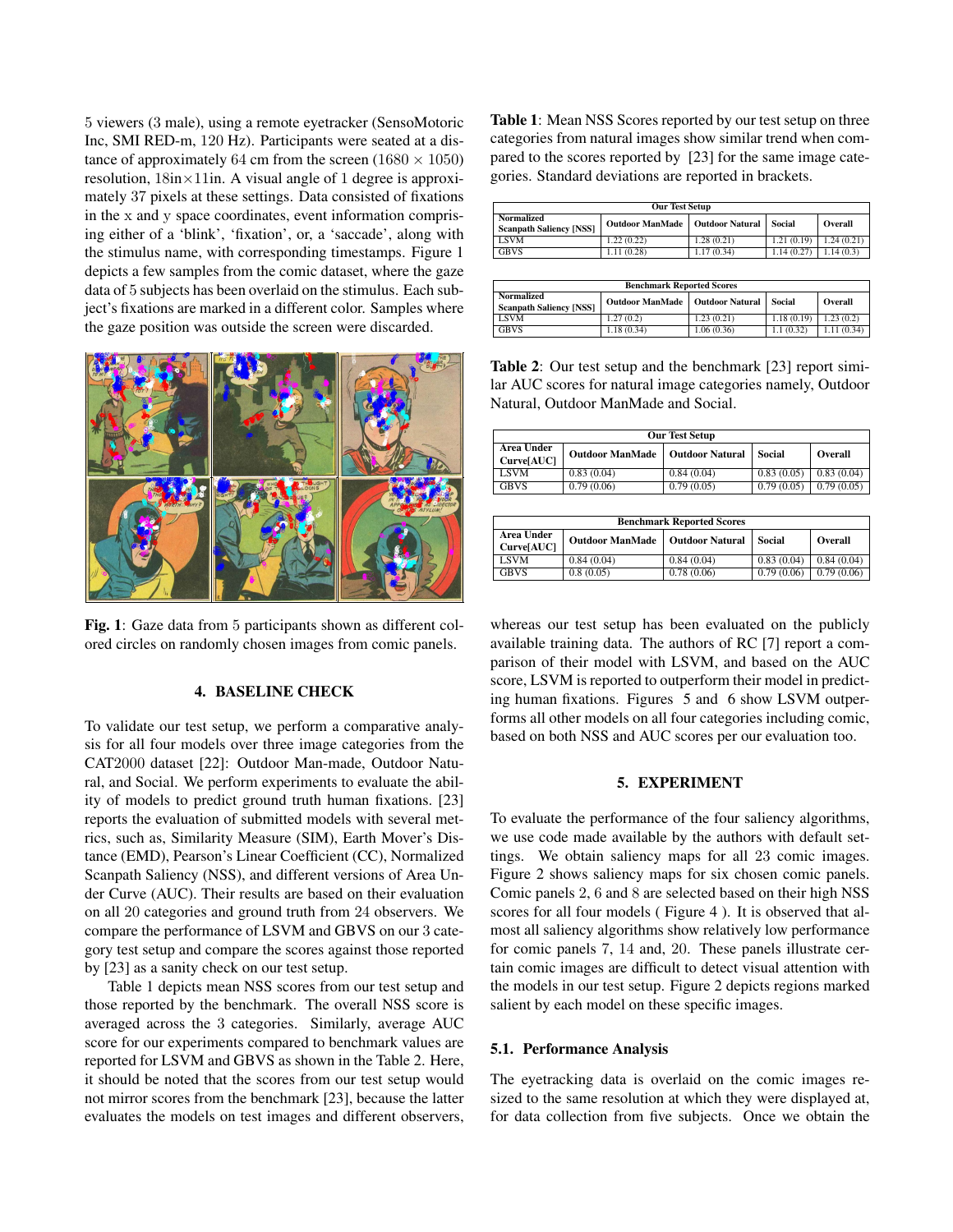5 viewers (3 male), using a remote eyetracker (SensoMotoric Inc, SMI RED-m, 120 Hz). Participants were seated at a distance of approximately 64 cm from the screen (1680 × 1050) resolution, 18in×11in. A visual angle of 1 degree is approximately 37 pixels at these settings. Data consisted of fixations in the x and y space coordinates, event information comprising either of a 'blink', 'fixation', or, a 'saccade', along with the stimulus name, with corresponding timestamps. Figure 1 depicts a few samples from the comic dataset, where the gaze data of 5 subjects has been overlaid on the stimulus. Each subject's fixations are marked in a different color. Samples where the gaze position was outside the screen were discarded.

**Fig. 1**: Gaze data from 5 participants shown as different colored circles on randomly chosen images from comic panels.

## 4. BASELINE CHECK

To validate our test setup, we perform a comparative analysis for all four models over three image categories from the CAT2000 dataset [22]: Outdoor Man-made, Outdoor Natural, and Social. We perform experiments to evaluate the ability of models to predict ground truth human fixations. [23] reports the evaluation of submitted models with several metrics, such as, Similarity Measure (SIM), Earth Mover's Distance (EMD), Pearson's Linear Coefficient (CC), Normalized Scanpath Saliency (NSS), and different versions of Area Under Curve (AUC). Their results are based on their evaluation on all 20 categories and ground truth from 24 observers. We compare the performance of LSVM and GBVS on our 3 category test setup and compare the scores against those reported by [23] as a sanity check on our test setup.

Table 1 depicts mean NSS scores from our test setup and those reported by the benchmark. The overall NSS score is averaged across the 3 categories. Similarly, average AUC score for our experiments compared to benchmark values are reported for LSVM and GBVS as shown in the Table 2. Here, it should be noted that the scores from our test setup would not mirror scores from the benchmark [23], because the latter evaluates the models on test images and different observers,

**Table 1**: Mean NSS Scores reported by our test setup on three categories from natural images show similar trend when compared to the scores reported by [23] for the same image categories. Standard deviations are reported in brackets.

| Our Test Setup | | | | |
|---|---|---|---|---|
| Normalized Scanpath Saliency [NSS] | Outdoor ManMade | Outdoor Natural | Social | Overall |
| LSVM | 1.22 (0.22) | 1.28 (0.21) | 1.21 (0.19) | 1.24 (0.21) |
| GBVS | 1.11 (0.28) | 1.17 (0.34) | 1.14 (0.27) | 1.14 (0.3) |

| Benchmark Reported Scores | | | | |
|---|---|---|---|---|
| Normalized Scanpath Saliency [NSS] | Outdoor ManMade | Outdoor Natural | Social | Overall |
| LSVM | 1.27 (0.2) | 1.23 (0.21) | 1.18 (0.19) | 1.23 (0.2) |
| GBVS | 1.18 (0.34) | 1.06 (0.36) | 1.1 (0.32) | 1.11 (0.34) |

**Table 2**: Our test setup and the benchmark [23] report similar AUC scores for natural image categories namely, Outdoor Natural, Outdoor ManMade and Social.

| Our Test Setup | | | | |
|---|---|---|---|---|
| Area Under Curve[AUC] | Outdoor ManMade | Outdoor Natural | Social | Overall |
| LSVM | 0.83 (0.04) | 0.84 (0.04) | 0.83 (0.05) | 0.83 (0.04) |
| GBVS | 0.79 (0.06) | 0.79 (0.05) | 0.79 (0.05) | 0.79 (0.05) |

| Benchmark Reported Scores | | | | |
|---|---|---|---|---|
| Area Under Curve[AUC] | Outdoor ManMade | Outdoor Natural | Social | Overall |
| LSVM | 0.84 (0.04) | 0.84 (0.04) | 0.83 (0.04) | 0.84 (0.04) |
| GBVS | 0.8 (0.05) | 0.78 (0.06) | 0.79 (0.06) | 0.79 (0.06) |

whereas our test setup has been evaluated on the publicly available training data. The authors of RC [7] report a comparison of their model with LSVM, and based on the AUC score, LSVM is reported to outperform their model in predicting human fixations. Figures 5 and 6 show LSVM outperforms all other models on all four categories including comic, based on both NSS and AUC scores per our evaluation too.

## 5. EXPERIMENT

To evaluate the performance of the four saliency algorithms, we use code made available by the authors with default settings. We obtain saliency maps for all 23 comic images. Figure 2 shows saliency maps for six chosen comic panels. Comic panels 2, 6 and 8 are selected based on their high NSS scores for all four models ( Figure 4 ). It is observed that almost all saliency algorithms show relatively low performance for comic panels 7, 14 and, 20. These panels illustrate certain comic images are difficult to detect visual attention with the models in our test setup. Figure 2 depicts regions marked salient by each model on these specific images.

### 5.1. Performance Analysis

The eyetracking data is overlaid on the comic images resized to the same resolution at which they were displayed at, for data collection from five subjects. Once we obtain the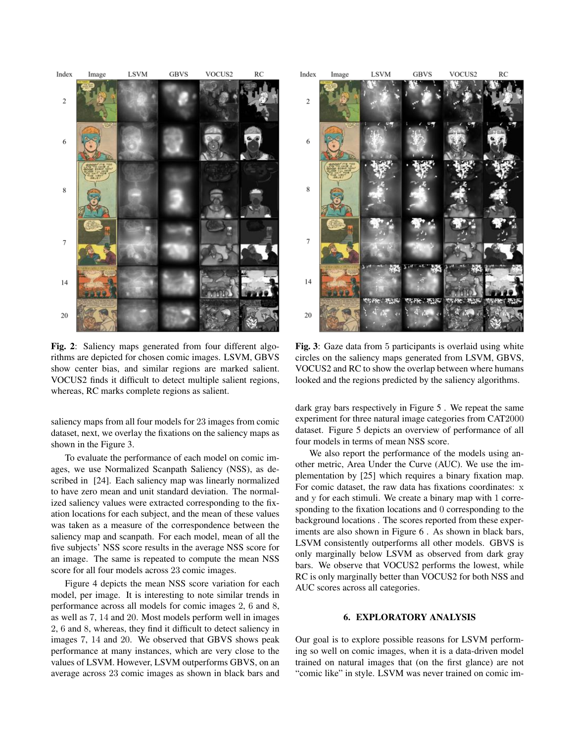**Fig. 2**: Saliency maps generated from four different algorithms are depicted for chosen comic images. LSVM, GBVS show center bias, and similar regions are marked salient. VOCUS2 finds it difficult to detect multiple salient regions, whereas, RC marks complete regions as salient.

**Fig. 3**: Gaze data from 5 participants is overlaid using white circles on the saliency maps generated from LSVM, GBVS, VOCUS2 and RC to show the overlap between where humans looked and the regions predicted by the saliency algorithms.

saliency maps from all four models for 23 images from comic dataset, next, we overlay the fixations on the saliency maps as shown in the Figure 3.

To evaluate the performance of each model on comic images, we use Normalized Scanpath Saliency (NSS), as described in [24]. Each saliency map was linearly normalized to have zero mean and unit standard deviation. The normalized saliency values were extracted corresponding to the fixation locations for each subject, and the mean of these values was taken as a measure of the correspondence between the saliency map and scanpath. For each model, mean of all the five subjects' NSS score results in the average NSS score for an image. The same is repeated to compute the mean NSS score for all four models across 23 comic images.

Figure 4 depicts the mean NSS score variation for each model, per image. It is interesting to note similar trends in performance across all models for comic images 2, 6 and 8, as well as 7, 14 and 20. Most models perform well in images 2, 6 and 8, whereas, they find it difficult to detect saliency in images 7, 14 and 20. We observed that GBVS shows peak performance at many instances, which are very close to the values of LSVM. However, LSVM outperforms GBVS, on an average across 23 comic images as shown in black bars and dark gray bars respectively in Figure 5 . We repeat the same experiment for three natural image categories from CAT2000 dataset. Figure 5 depicts an overview of performance of all four models in terms of mean NSS score.

We also report the performance of the models using another metric, Area Under the Curve (AUC). We use the implementation by [25] which requires a binary fixation map. For comic dataset, the raw data has fixations coordinates: x and y for each stimuli. We create a binary map with 1 corresponding to the fixation locations and 0 corresponding to the background locations . The scores reported from these experiments are also shown in Figure 6 . As shown in black bars, LSVM consistently outperforms all other models. GBVS is only marginally below LSVM as observed from dark gray bars. We observe that VOCUS2 performs the lowest, while RC is only marginally better than VOCUS2 for both NSS and AUC scores across all categories.

## 6. EXPLORATORY ANALYSIS

Our goal is to explore possible reasons for LSVM performing so well on comic images, when it is a data-driven model trained on natural images that (on the first glance) are not "comic like" in style. LSVM was never trained on comic im-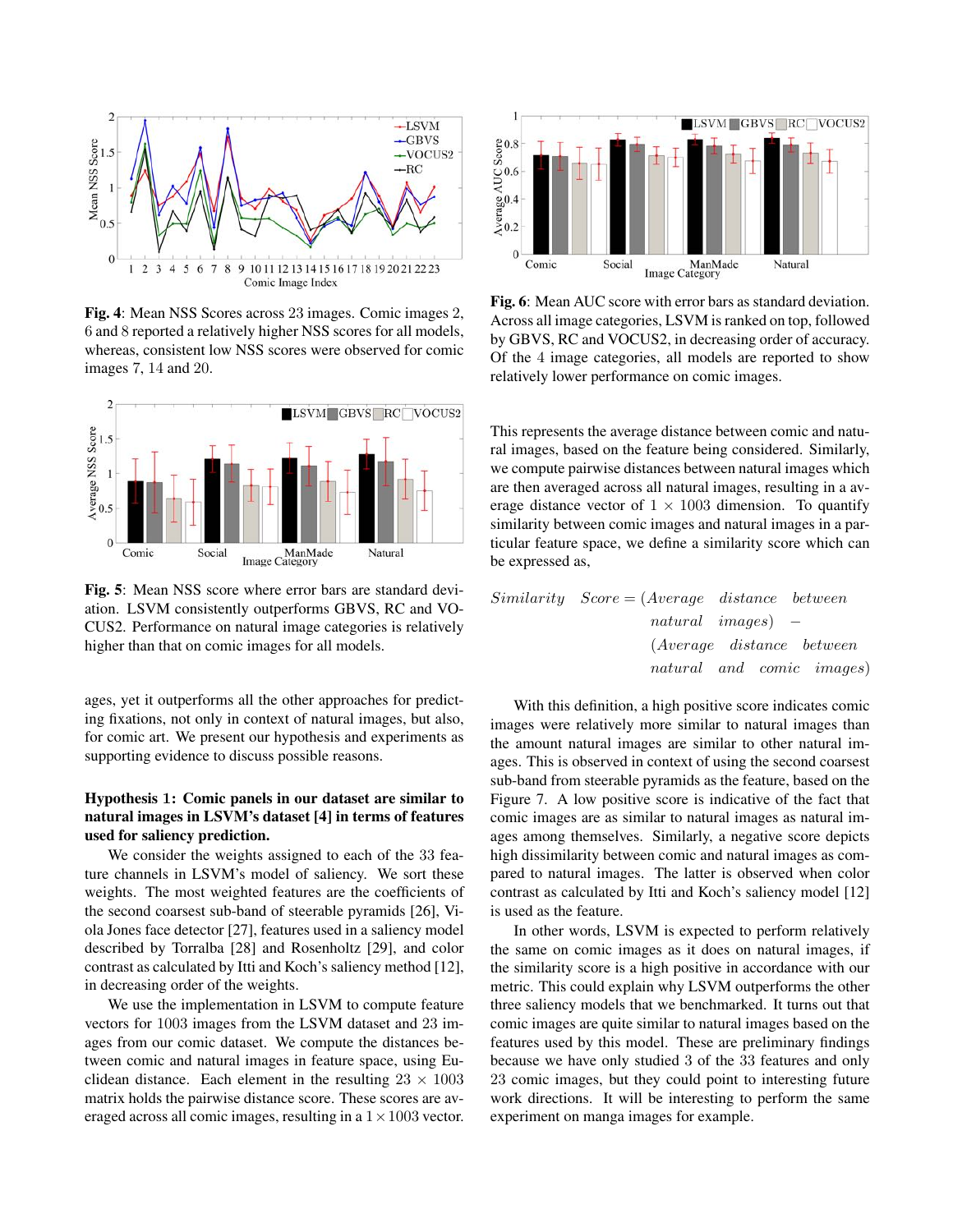**Fig. 4**: Mean NSS Scores across 23 images. Comic images 2, 6 and 8 reported a relatively higher NSS scores for all models, whereas, consistent low NSS scores were observed for comic images 7, 14 and 20.

**Fig. 5**: Mean NSS score where error bars are standard deviation. LSVM consistently outperforms GBVS, RC and VOCUS2. Performance on natural image categories is relatively higher than that on comic images for all models.

ages, yet it outperforms all the other approaches for predicting fixations, not only in context of natural images, but also, for comic art. We present our hypothesis and experiments as supporting evidence to discuss possible reasons.

**Hypothesis 1: Comic panels in our dataset are similar to natural images in LSVM's dataset [4] in terms of features used for saliency prediction.**

We consider the weights assigned to each of the 33 feature channels in LSVM's model of saliency. We sort these weights. The most weighted features are the coefficients of the second coarsest sub-band of steerable pyramids [26], Viola Jones face detector [27], features used in a saliency model described by Torralba [28] and Rosenholtz [29], and color contrast as calculated by Itti and Koch's saliency method [12], in decreasing order of the weights.

We use the implementation in LSVM to compute feature vectors for 1003 images from the LSVM dataset and 23 images from our comic dataset. We compute the distances between comic and natural images in feature space, using Euclidean distance. Each element in the resulting $23 \times 1003$ matrix holds the pairwise distance score. These scores are averaged across all comic images, resulting in a $1 \times 1003$ vector.

**Fig. 6**: Mean AUC score with error bars as standard deviation. Across all image categories, LSVM is ranked on top, followed by GBVS, RC and VOCUS2, in decreasing order of accuracy. Of the 4 image categories, all models are reported to show relatively lower performance on comic images.

This represents the average distance between comic and natural images, based on the feature being considered. Similarly, we compute pairwise distances between natural images which are then averaged across all natural images, resulting in a average distance vector of $1 \times 1003$ dimension. To quantify similarity between comic images and natural images in a particular feature space, we define a similarity score which can be expressed as,

$$Similarity \quad Score = (Average \quad distance \quad between \quad natural \quad images) \; - \; (Average \quad distance \quad between \quad natural \quad and \quad comic \quad images)$$

With this definition, a high positive score indicates comic images were relatively more similar to natural images than the amount natural images are similar to other natural images. This is observed in context of using the second coarsest sub-band from steerable pyramids as the feature, based on the Figure 7. A low positive score is indicative of the fact that comic images are as similar to natural images as natural images among themselves. Similarly, a negative score depicts high dissimilarity between comic and natural images as compared to natural images. The latter is observed when color contrast as calculated by Itti and Koch's saliency model [12] is used as the feature.

In other words, LSVM is expected to perform relatively the same on comic images as it does on natural images, if the similarity score is a high positive in accordance with our metric. This could explain why LSVM outperforms the other three saliency models that we benchmarked. It turns out that comic images are quite similar to natural images based on the features used by this model. These are preliminary findings because we have only studied 3 of the 33 features and only 23 comic images, but they could point to interesting future work directions. It will be interesting to perform the same experiment on manga images for example.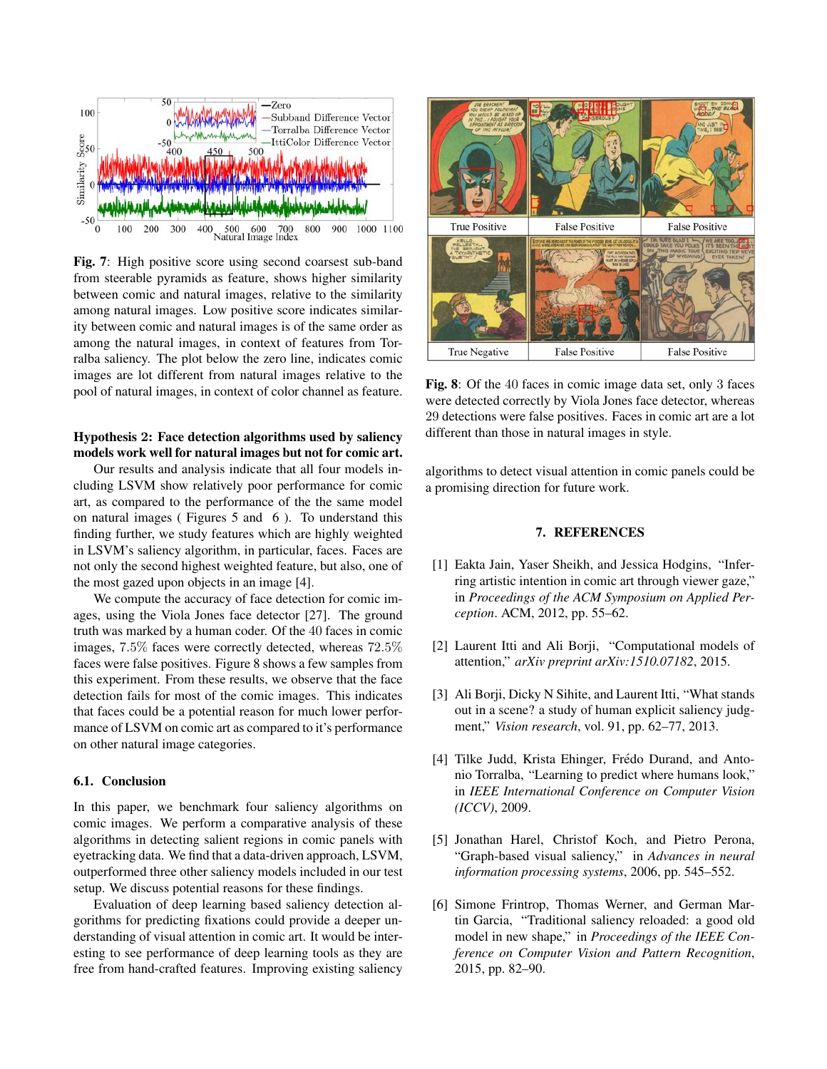**Fig. 7**: High positive score using second coarsest sub-band from steerable pyramids as feature, shows higher similarity between comic and natural images, relative to the similarity among natural images. Low positive score indicates similarity between comic and natural images is of the same order as among the natural images, in context of features from Torralba saliency. The plot below the zero line, indicates comic images are lot different from natural images relative to the pool of natural images, in context of color channel as feature.

**Hypothesis 2: Face detection algorithms used by saliency models work well for natural images but not for comic art.**

Our results and analysis indicate that all four models including LSVM show relatively poor performance for comic art, as compared to the performance of the the same model on natural images ( Figures 5 and 6 ). To understand this finding further, we study features which are highly weighted in LSVM's saliency algorithm, in particular, faces. Faces are not only the second highest weighted feature, but also, one of the most gazed upon objects in an image [4].

We compute the accuracy of face detection for comic images, using the Viola Jones face detector [27]. The ground truth was marked by a human coder. Of the $40$ faces in comic images, $7.5\%$ faces were correctly detected, whereas $72.5\%$ faces were false positives. Figure 8 shows a few samples from this experiment. From these results, we observe that the face detection fails for most of the comic images. This indicates that faces could be a potential reason for much lower performance of LSVM on comic art as compared to it's performance on other natural image categories.

### 6.1. Conclusion

In this paper, we benchmark four saliency algorithms on comic images. We perform a comparative analysis of these algorithms in detecting salient regions in comic panels with eyetracking data. We find that a data-driven approach, LSVM, outperformed three other saliency models included in our test setup. We discuss potential reasons for these findings.

Evaluation of deep learning based saliency detection algorithms for predicting fixations could provide a deeper understanding of visual attention in comic art. It would be interesting to see performance of deep learning tools as they are free from hand-crafted features. Improving existing saliency algorithms to detect visual attention in comic panels could be a promising direction for future work.

**Fig. 8**: Of the $40$ faces in comic image data set, only $3$ faces were detected correctly by Viola Jones face detector, whereas $29$ detections were false positives. Faces in comic art are a lot different than those in natural images in style.

## 7. REFERENCES

[1] Eakta Jain, Yaser Sheikh, and Jessica Hodgins, "Inferring artistic intention in comic art through viewer gaze," in *Proceedings of the ACM Symposium on Applied Perception*. ACM, 2012, pp. 55–62.

[2] Laurent Itti and Ali Borji, "Computational models of attention," *arXiv preprint arXiv:1510.07182*, 2015.

[3] Ali Borji, Dicky N Sihite, and Laurent Itti, "What stands out in a scene? a study of human explicit saliency judgment," *Vision research*, vol. 91, pp. 62–77, 2013.

[4] Tilke Judd, Krista Ehinger, Frédo Durand, and Antonio Torralba, "Learning to predict where humans look," in *IEEE International Conference on Computer Vision (ICCV)*, 2009.

[5] Jonathan Harel, Christof Koch, and Pietro Perona, "Graph-based visual saliency," in *Advances in neural information processing systems*, 2006, pp. 545–552.

[6] Simone Frintrop, Thomas Werner, and German Martin Garcia, "Traditional saliency reloaded: a good old model in new shape," in *Proceedings of the IEEE Conference on Computer Vision and Pattern Recognition*, 2015, pp. 82–90.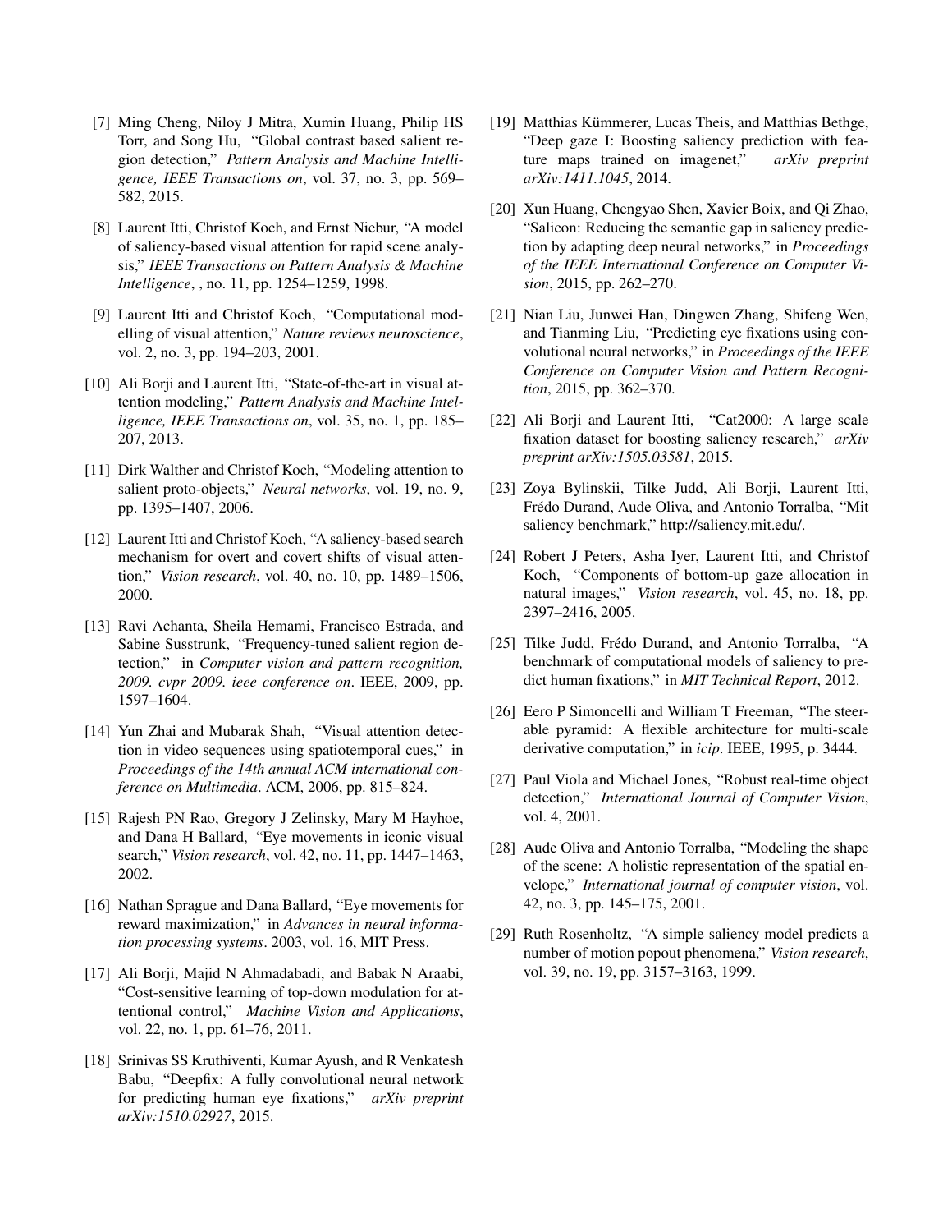[7] Ming Cheng, Niloy J Mitra, Xumin Huang, Philip HS Torr, and Song Hu, "Global contrast based salient region detection," *Pattern Analysis and Machine Intelligence, IEEE Transactions on*, vol. 37, no. 3, pp. 569–582, 2015.

[8] Laurent Itti, Christof Koch, and Ernst Niebur, "A model of saliency-based visual attention for rapid scene analysis," *IEEE Transactions on Pattern Analysis & Machine Intelligence*, , no. 11, pp. 1254–1259, 1998.

[9] Laurent Itti and Christof Koch, "Computational modelling of visual attention," *Nature reviews neuroscience*, vol. 2, no. 3, pp. 194–203, 2001.

[10] Ali Borji and Laurent Itti, "State-of-the-art in visual attention modeling," *Pattern Analysis and Machine Intelligence, IEEE Transactions on*, vol. 35, no. 1, pp. 185–207, 2013.

[11] Dirk Walther and Christof Koch, "Modeling attention to salient proto-objects," *Neural networks*, vol. 19, no. 9, pp. 1395–1407, 2006.

[12] Laurent Itti and Christof Koch, "A saliency-based search mechanism for overt and covert shifts of visual attention," *Vision research*, vol. 40, no. 10, pp. 1489–1506, 2000.

[13] Ravi Achanta, Sheila Hemami, Francisco Estrada, and Sabine Susstrunk, "Frequency-tuned salient region detection," in *Computer vision and pattern recognition, 2009. cvpr 2009. ieee conference on*. IEEE, 2009, pp. 1597–1604.

[14] Yun Zhai and Mubarak Shah, "Visual attention detection in video sequences using spatiotemporal cues," in *Proceedings of the 14th annual ACM international conference on Multimedia*. ACM, 2006, pp. 815–824.

[15] Rajesh PN Rao, Gregory J Zelinsky, Mary M Hayhoe, and Dana H Ballard, "Eye movements in iconic visual search," *Vision research*, vol. 42, no. 11, pp. 1447–1463, 2002.

[16] Nathan Sprague and Dana Ballard, "Eye movements for reward maximization," in *Advances in neural information processing systems*. 2003, vol. 16, MIT Press.

[17] Ali Borji, Majid N Ahmadabadi, and Babak N Araabi, "Cost-sensitive learning of top-down modulation for attentional control," *Machine Vision and Applications*, vol. 22, no. 1, pp. 61–76, 2011.

[18] Srinivas SS Kruthiventi, Kumar Ayush, and R Venkatesh Babu, "Deepfix: A fully convolutional neural network for predicting human eye fixations," *arXiv preprint arXiv:1510.02927*, 2015.

[19] Matthias Kümmerer, Lucas Theis, and Matthias Bethge, "Deep gaze I: Boosting saliency prediction with feature maps trained on imagenet," *arXiv preprint arXiv:1411.1045*, 2014.

[20] Xun Huang, Chengyao Shen, Xavier Boix, and Qi Zhao, "Salicon: Reducing the semantic gap in saliency prediction by adapting deep neural networks," in *Proceedings of the IEEE International Conference on Computer Vision*, 2015, pp. 262–270.

[21] Nian Liu, Junwei Han, Dingwen Zhang, Shifeng Wen, and Tianming Liu, "Predicting eye fixations using convolutional neural networks," in *Proceedings of the IEEE Conference on Computer Vision and Pattern Recognition*, 2015, pp. 362–370.

[22] Ali Borji and Laurent Itti, "Cat2000: A large scale fixation dataset for boosting saliency research," *arXiv preprint arXiv:1505.03581*, 2015.

[23] Zoya Bylinskii, Tilke Judd, Ali Borji, Laurent Itti, Frédo Durand, Aude Oliva, and Antonio Torralba, "Mit saliency benchmark," http://saliency.mit.edu/.

[24] Robert J Peters, Asha Iyer, Laurent Itti, and Christof Koch, "Components of bottom-up gaze allocation in natural images," *Vision research*, vol. 45, no. 18, pp. 2397–2416, 2005.

[25] Tilke Judd, Frédo Durand, and Antonio Torralba, "A benchmark of computational models of saliency to predict human fixations," in *MIT Technical Report*, 2012.

[26] Eero P Simoncelli and William T Freeman, "The steerable pyramid: A flexible architecture for multi-scale derivative computation," in *icip*. IEEE, 1995, p. 3444.

[27] Paul Viola and Michael Jones, "Robust real-time object detection," *International Journal of Computer Vision*, vol. 4, 2001.

[28] Aude Oliva and Antonio Torralba, "Modeling the shape of the scene: A holistic representation of the spatial envelope," *International journal of computer vision*, vol. 42, no. 3, pp. 145–175, 2001.

[29] Ruth Rosenholtz, "A simple saliency model predicts a number of motion popout phenomena," *Vision research*, vol. 39, no. 19, pp. 3157–3163, 1999.